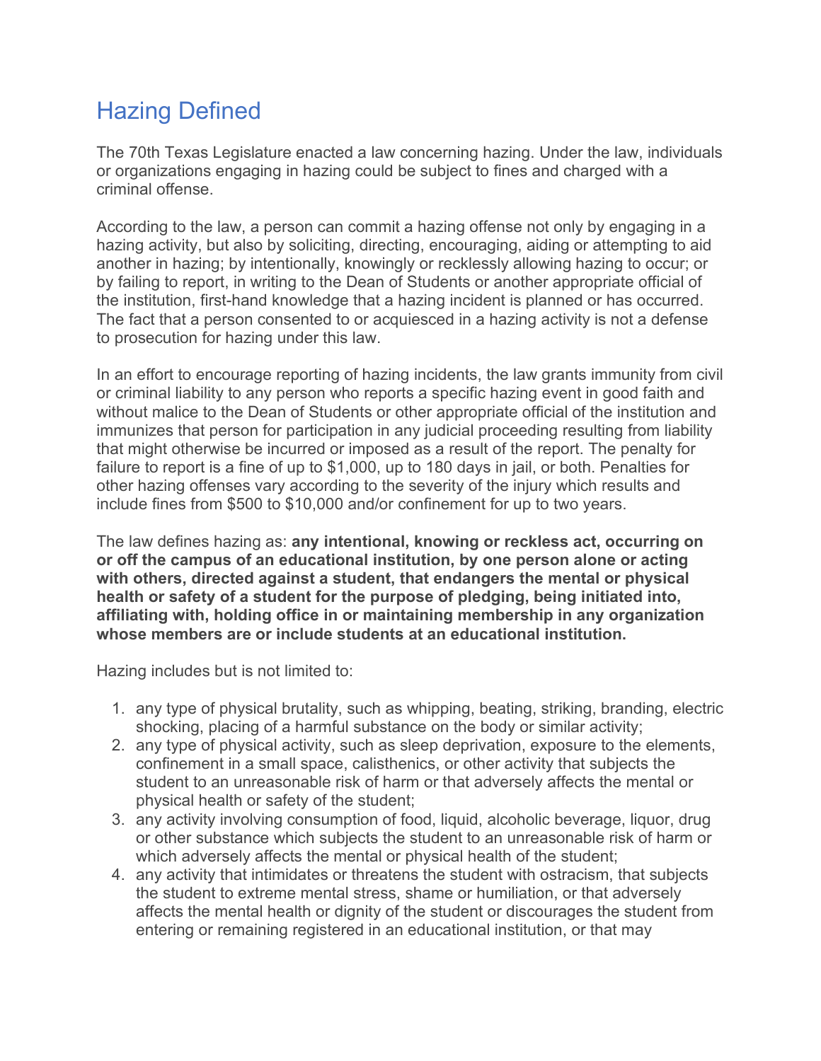# Hazing Defined

The 70th Texas Legislature enacted a law concerning hazing. Under the law, individuals or organizations engaging in hazing could be subject to fines and charged with a criminal offense.

According to the law, a person can commit a hazing offense not only by engaging in a hazing activity, but also by soliciting, directing, encouraging, aiding or attempting to aid another in hazing; by intentionally, knowingly or recklessly allowing hazing to occur; or by failing to report, in writing to the Dean of Students or another appropriate official of the institution, first-hand knowledge that a hazing incident is planned or has occurred. The fact that a person consented to or acquiesced in a hazing activity is not a defense to prosecution for hazing under this law.

In an effort to encourage reporting of hazing incidents, the law grants immunity from civil or criminal liability to any person who reports a specific hazing event in good faith and without malice to the Dean of Students or other appropriate official of the institution and immunizes that person for participation in any judicial proceeding resulting from liability that might otherwise be incurred or imposed as a result of the report. The penalty for failure to report is a fine of up to $1,000, up to 180 days in jail, or both. Penalties for other hazing offenses vary according to the severity of the injury which results and include fines from $500 to $10,000 and/or confinement for up to two years.

The law defines hazing as: **any intentional, knowing or reckless act, occurring on or off the campus of an educational institution, by one person alone or acting with others, directed against a student, that endangers the mental or physical health or safety of a student for the purpose of pledging, being initiated into, affiliating with, holding office in or maintaining membership in any organization whose members are or include students at an educational institution.**

Hazing includes but is not limited to:

1. any type of physical brutality, such as whipping, beating, striking, branding, electric shocking, placing of a harmful substance on the body or similar activity;
2. any type of physical activity, such as sleep deprivation, exposure to the elements, confinement in a small space, calisthenics, or other activity that subjects the student to an unreasonable risk of harm or that adversely affects the mental or physical health or safety of the student;
3. any activity involving consumption of food, liquid, alcoholic beverage, liquor, drug or other substance which subjects the student to an unreasonable risk of harm or which adversely affects the mental or physical health of the student;
4. any activity that intimidates or threatens the student with ostracism, that subjects the student to extreme mental stress, shame or humiliation, or that adversely affects the mental health or dignity of the student or discourages the student from entering or remaining registered in an educational institution, or that may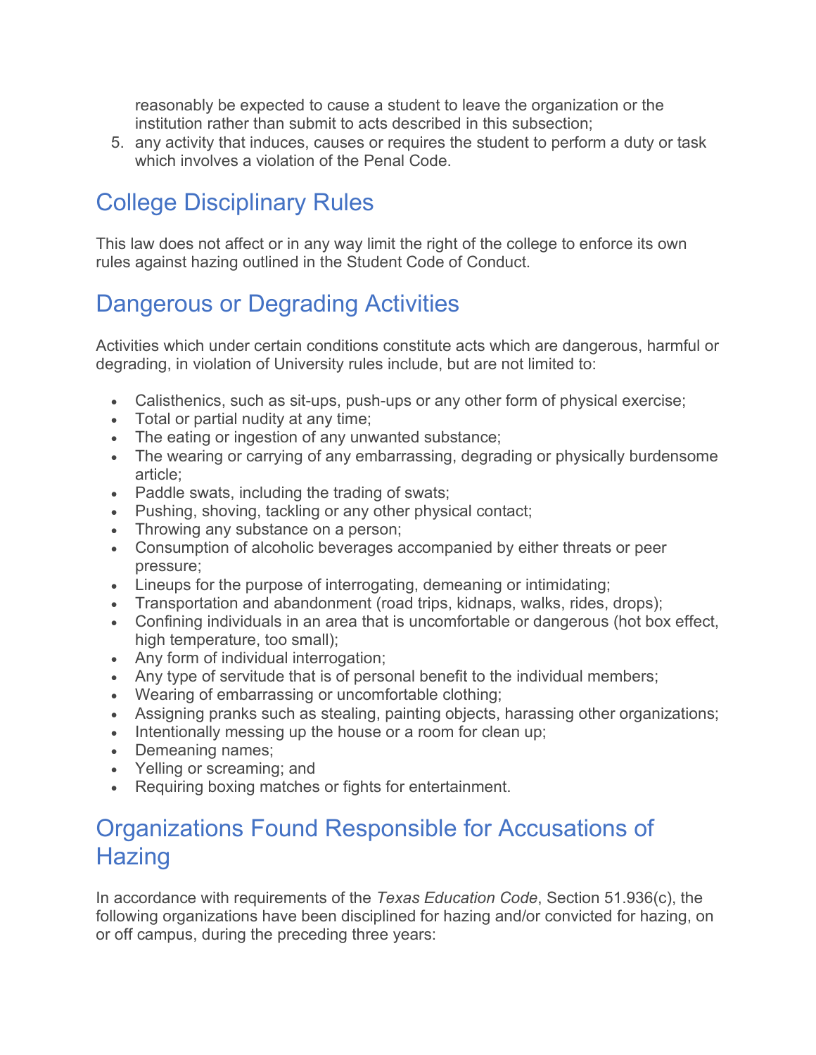reasonably be expected to cause a student to leave the organization or the institution rather than submit to acts described in this subsection;

5. any activity that induces, causes or requires the student to perform a duty or task which involves a violation of the Penal Code.

## College Disciplinary Rules

This law does not affect or in any way limit the right of the college to enforce its own rules against hazing outlined in the Student Code of Conduct.

## Dangerous or Degrading Activities

Activities which under certain conditions constitute acts which are dangerous, harmful or degrading, in violation of University rules include, but are not limited to:

- Calisthenics, such as sit-ups, push-ups or any other form of physical exercise;
- Total or partial nudity at any time;
- The eating or ingestion of any unwanted substance;
- The wearing or carrying of any embarrassing, degrading or physically burdensome article;
- Paddle swats, including the trading of swats;
- Pushing, shoving, tackling or any other physical contact;
- Throwing any substance on a person;
- Consumption of alcoholic beverages accompanied by either threats or peer pressure;
- Lineups for the purpose of interrogating, demeaning or intimidating;
- Transportation and abandonment (road trips, kidnaps, walks, rides, drops);
- Confining individuals in an area that is uncomfortable or dangerous (hot box effect, high temperature, too small);
- Any form of individual interrogation;
- Any type of servitude that is of personal benefit to the individual members;
- Wearing of embarrassing or uncomfortable clothing;
- Assigning pranks such as stealing, painting objects, harassing other organizations;
- Intentionally messing up the house or a room for clean up;
- Demeaning names;
- Yelling or screaming; and
- Requiring boxing matches or fights for entertainment.

## Organizations Found Responsible for Accusations of Hazing

In accordance with requirements of the *Texas Education Code*, Section 51.936(c), the following organizations have been disciplined for hazing and/or convicted for hazing, on or off campus, during the preceding three years: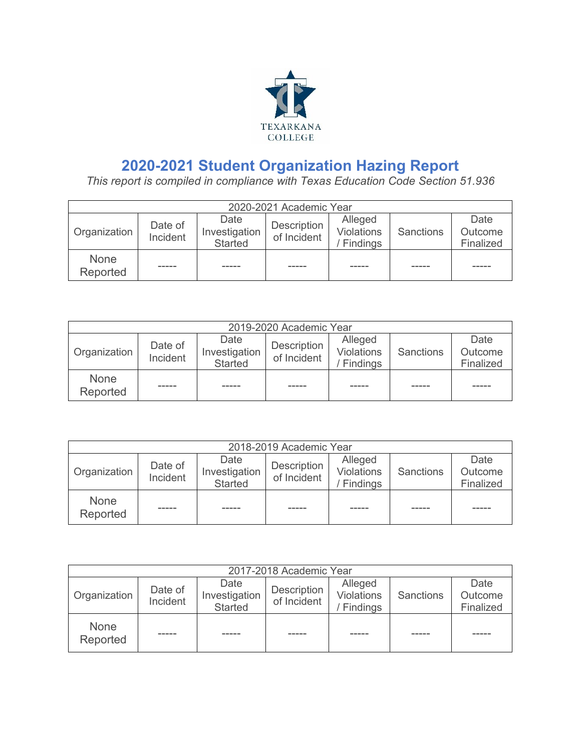TEXARKANA COLLEGE

# 2020-2021 Student Organization Hazing Report

*This report is compiled in compliance with Texas Education Code Section 51.936*

| 2020-2021 Academic Year | | | | | | |
|---|---|---|---|---|---|---|
| Organization | Date of Incident | Date Investigation Started | Description of Incident | Alleged Violations / Findings | Sanctions | Date Outcome Finalized |
| None Reported | ----- | ----- | ----- | ----- | ----- | ----- |

| 2019-2020 Academic Year | | | | | | |
|---|---|---|---|---|---|---|
| Organization | Date of Incident | Date Investigation Started | Description of Incident | Alleged Violations / Findings | Sanctions | Date Outcome Finalized |
| None Reported | ----- | ----- | ----- | ----- | ----- | ----- |

| 2018-2019 Academic Year | | | | | | |
|---|---|---|---|---|---|---|
| Organization | Date of Incident | Date Investigation Started | Description of Incident | Alleged Violations / Findings | Sanctions | Date Outcome Finalized |
| None Reported | ----- | ----- | ----- | ----- | ----- | ----- |

| 2017-2018 Academic Year | | | | | | |
|---|---|---|---|---|---|---|
| Organization | Date of Incident | Date Investigation Started | Description of Incident | Alleged Violations / Findings | Sanctions | Date Outcome Finalized |
| None Reported | ----- | ----- | ----- | ----- | ----- | ----- |